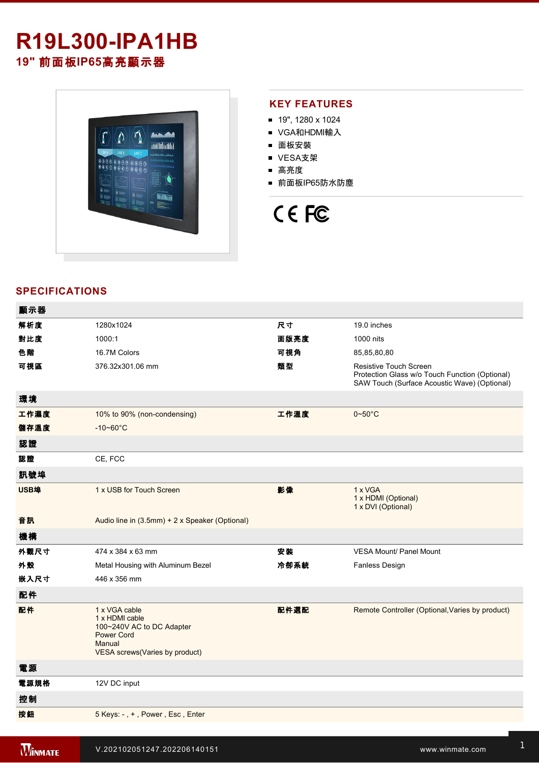# R19L300-IPA1HB

## 19" 前面板IP65高亮顯示器

## KEY FEATURES

- 19", 1280 x 1024
- VGA和HDMI輸入
- 面板安裝
- VESA支架
- 高亮度
- 前面板IP65防水防塵

## SPECIFICATIONS

| | | | |
|---|---|---|---|
| **顯示器** | | | |
| 解析度 | 1280x1024 | 尺寸 | 19.0 inches |
| 對比度 | 1000:1 | 面版亮度 | 1000 nits |
| 色階 | 16.7M Colors | 可視角 | 85,85,80,80 |
| 可視區 | 376.32x301.06 mm | 類型 | Resistive Touch Screen<br>Protection Glass w/o Touch Function (Optional)<br>SAW Touch (Surface Acoustic Wave) (Optional) |
| **環境** | | | |
| 工作濕度 | 10% to 90% (non-condensing) | 工作溫度 | 0~50°C |
| 儲存溫度 | -10~60°C | | |
| **認證** | | | |
| 認證 | CE, FCC | | |
| **訊號埠** | | | |
| USB埠 | 1 x USB for Touch Screen | 影像 | 1 x VGA<br>1 x HDMI (Optional)<br>1 x DVI (Optional) |
| 音訊 | Audio line in (3.5mm) + 2 x Speaker (Optional) | | |
| **機構** | | | |
| 外觀尺寸 | 474 x 384 x 63 mm | 安裝 | VESA Mount/ Panel Mount |
| 外殼 | Metal Housing with Aluminum Bezel | 冷卻系統 | Fanless Design |
| 嵌入尺寸 | 446 x 356 mm | | |
| **配件** | | | |
| 配件 | 1 x VGA cable<br>1 x HDMI cable<br>100~240V AC to DC Adapter<br>Power Cord<br>Manual<br>VESA screws(Varies by product) | 配件選配 | Remote Controller (Optional,Varies by product) |
| **電源** | | | |
| 電源規格 | 12V DC input | | |
| **控制** | | | |
| 按鈕 | 5 Keys: - , + , Power , Esc , Enter | | |

V.202102051247.202206140151

www.winmate.com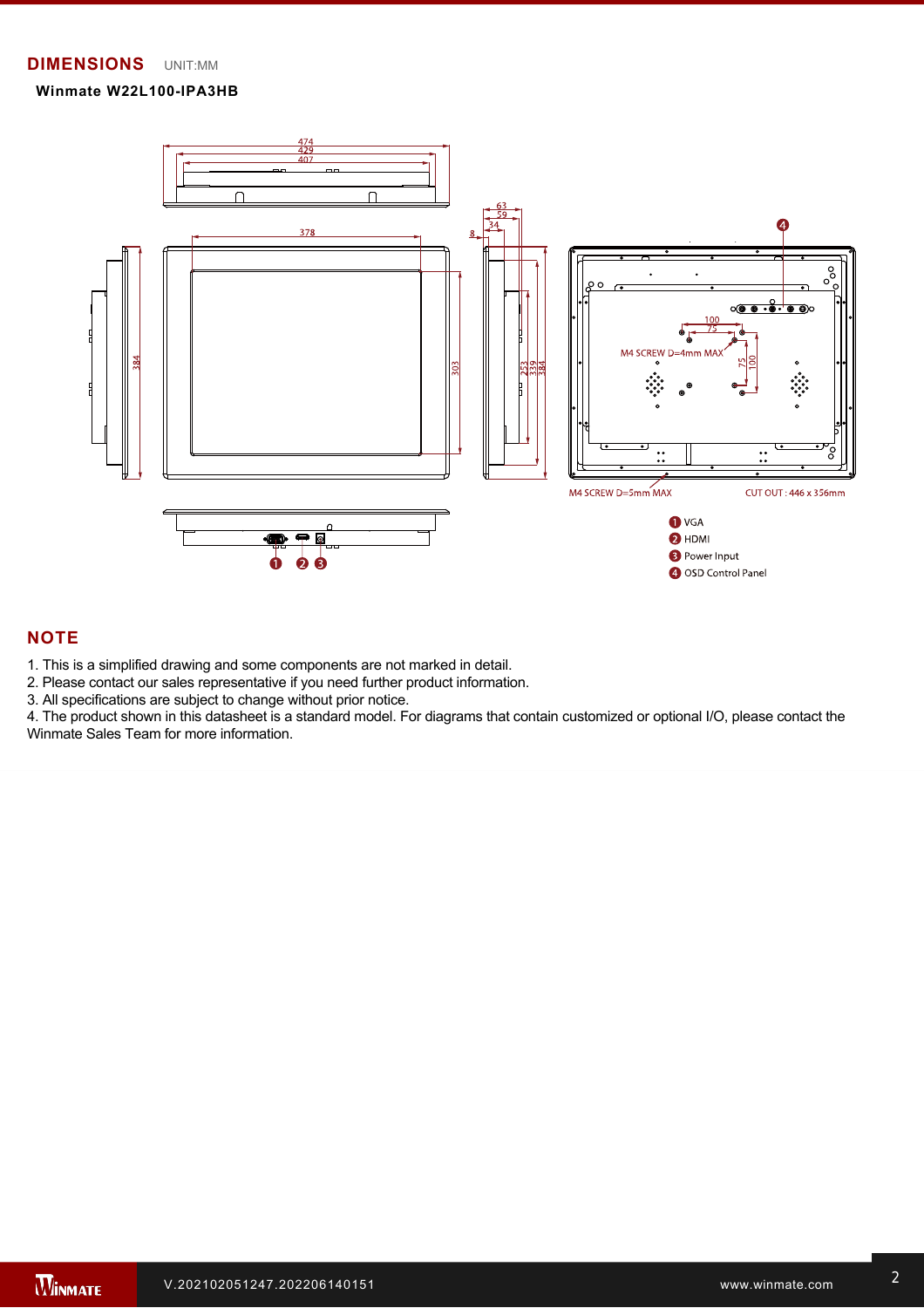## DIMENSIONS UNIT:MM

**Winmate W22L100-IPA3HB**

474
429
407
378
384
303
63
59
34
8
253
339
384
100
75
M4 SCREW D=4mm MAX
75
100
M4 SCREW D=5mm MAX
CUT OUT : 446 x 356mm

1 VGA
2 HDMI
3 Power Input
4 OSD Control Panel

## NOTE

1. This is a simplified drawing and some components are not marked in detail.
2. Please contact our sales representative if you need further product information.
3. All specifications are subject to change without prior notice.
4. The product shown in this datasheet is a standard model. For diagrams that contain customized or optional I/O, please contact the Winmate Sales Team for more information.

V.202102051247.202206140151 www.winmate.com